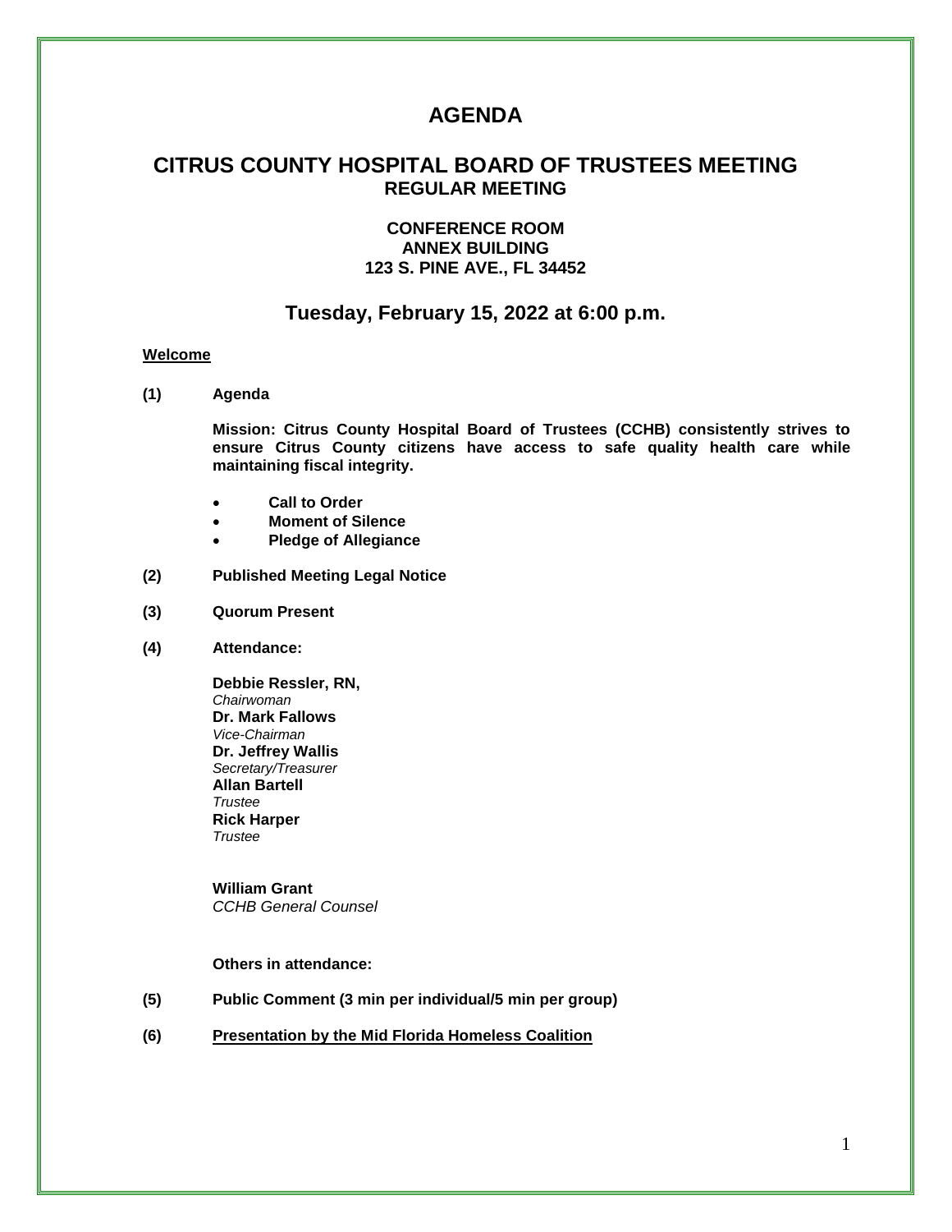# AGENDA

## CITRUS COUNTY HOSPITAL BOARD OF TRUSTEES MEETING

**REGULAR MEETING**

**CONFERENCE ROOM**
**ANNEX BUILDING**
**123 S. PINE AVE., FL 34452**

### Tuesday, February 15, 2022 at 6:00 p.m.

**Welcome**

**(1) Agenda**

**Mission: Citrus County Hospital Board of Trustees (CCHB) consistently strives to ensure Citrus County citizens have access to safe quality health care while maintaining fiscal integrity.**

- **Call to Order**
- **Moment of Silence**
- **Pledge of Allegiance**

**(2) Published Meeting Legal Notice**

**(3) Quorum Present**

**(4) Attendance:**

**Debbie Ressler, RN,**
*Chairwoman*
**Dr. Mark Fallows**
*Vice-Chairman*
**Dr. Jeffrey Wallis**
*Secretary/Treasurer*
**Allan Bartell**
*Trustee*
**Rick Harper**
*Trustee*

**William Grant**
*CCHB General Counsel*

**Others in attendance:**

**(5) Public Comment (3 min per individual/5 min per group)**

**(6) Presentation by the Mid Florida Homeless Coalition**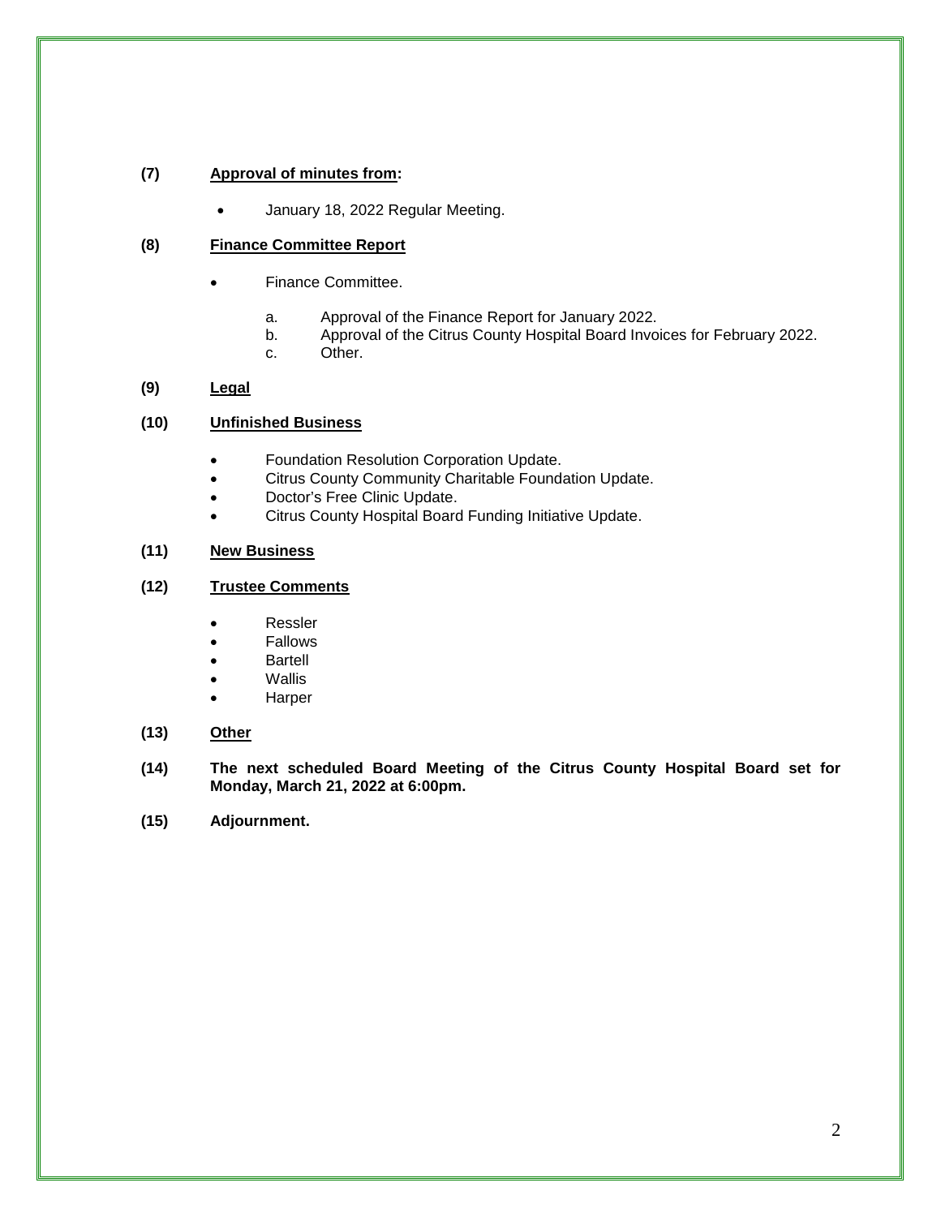**(7) <u>Approval of minutes from</u>:**

- January 18, 2022 Regular Meeting.

**(8) <u>Finance Committee Report</u>**

- Finance Committee.

  a. Approval of the Finance Report for January 2022.
  b. Approval of the Citrus County Hospital Board Invoices for February 2022.
  c. Other.

**(9) <u>Legal</u>**

**(10) <u>Unfinished Business</u>**

- Foundation Resolution Corporation Update.
- Citrus County Community Charitable Foundation Update.
- Doctor's Free Clinic Update.
- Citrus County Hospital Board Funding Initiative Update.

**(11) <u>New Business</u>**

**(12) <u>Trustee Comments</u>**

- Ressler
- Fallows
- Bartell
- Wallis
- Harper

**(13) <u>Other</u>**

**(14) The next scheduled Board Meeting of the Citrus County Hospital Board set for Monday, March 21, 2022 at 6:00pm.**

**(15) Adjournment.**